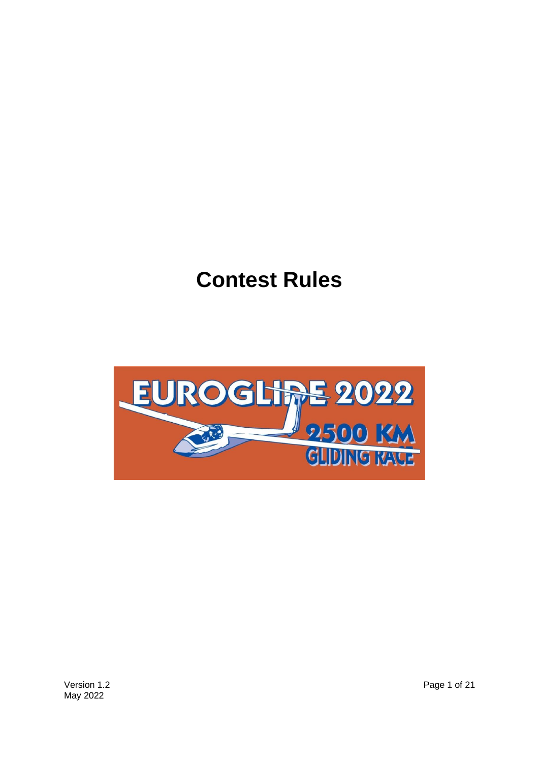# Contest Rules

EUROGLIDE 2022

2500 KM GLIDING RACE

Version 1.2
May 2022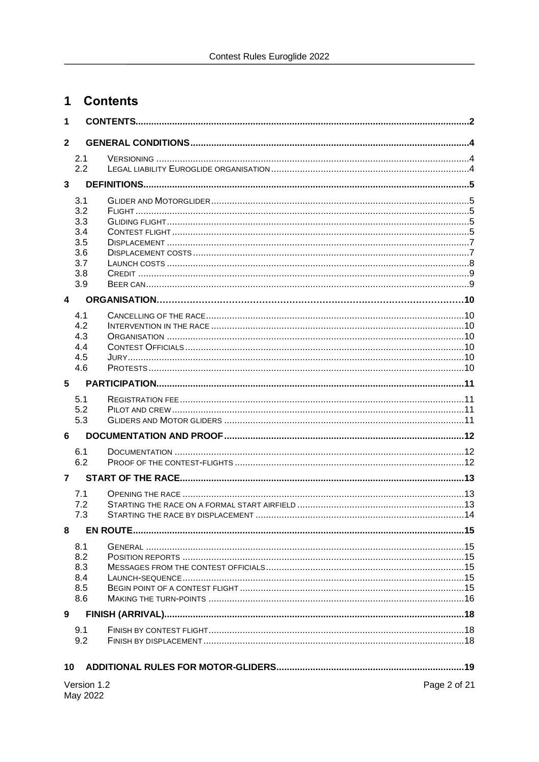# 1 Contents

1 CONTENTS....2

2 GENERAL CONDITIONS....4

- 2.1 VERSIONING....4
- 2.2 LEGAL LIABILITY EUROGLIDE ORGANISATION....4

3 DEFINITIONS....5

- 3.1 GLIDER AND MOTORGLIDER....5
- 3.2 FLIGHT....5
- 3.3 GLIDING FLIGHT....5
- 3.4 CONTEST FLIGHT....5
- 3.5 DISPLACEMENT....7
- 3.6 DISPLACEMENT COSTS....7
- 3.7 LAUNCH COSTS....8
- 3.8 CREDIT....9
- 3.9 BEER CAN....9

4 ORGANISATION....10

- 4.1 CANCELLING OF THE RACE....10
- 4.2 INTERVENTION IN THE RACE....10
- 4.3 ORGANISATION....10
- 4.4 CONTEST OFFICIALS....10
- 4.5 JURY....10
- 4.6 PROTESTS....10

5 PARTICIPATION....11

- 5.1 REGISTRATION FEE....11
- 5.2 PILOT AND CREW....11
- 5.3 GLIDERS AND MOTOR GLIDERS....11

6 DOCUMENTATION AND PROOF....12

- 6.1 DOCUMENTATION....12
- 6.2 PROOF OF THE CONTEST-FLIGHTS....12

7 START OF THE RACE....13

- 7.1 OPENING THE RACE....13
- 7.2 STARTING THE RACE ON A FORMAL START AIRFIELD....13
- 7.3 STARTING THE RACE BY DISPLACEMENT....14

8 EN ROUTE....15

- 8.1 GENERAL....15
- 8.2 POSITION REPORTS....15
- 8.3 MESSAGES FROM THE CONTEST OFFICIALS....15
- 8.4 LAUNCH-SEQUENCE....15
- 8.5 BEGIN POINT OF A CONTEST FLIGHT....15
- 8.6 MAKING THE TURN-POINTS....16

9 FINISH (ARRIVAL)....18

- 9.1 FINISH BY CONTEST FLIGHT....18
- 9.2 FINISH BY DISPLACEMENT....18

10 ADDITIONAL RULES FOR MOTOR-GLIDERS....19

Version 1.2
May 2022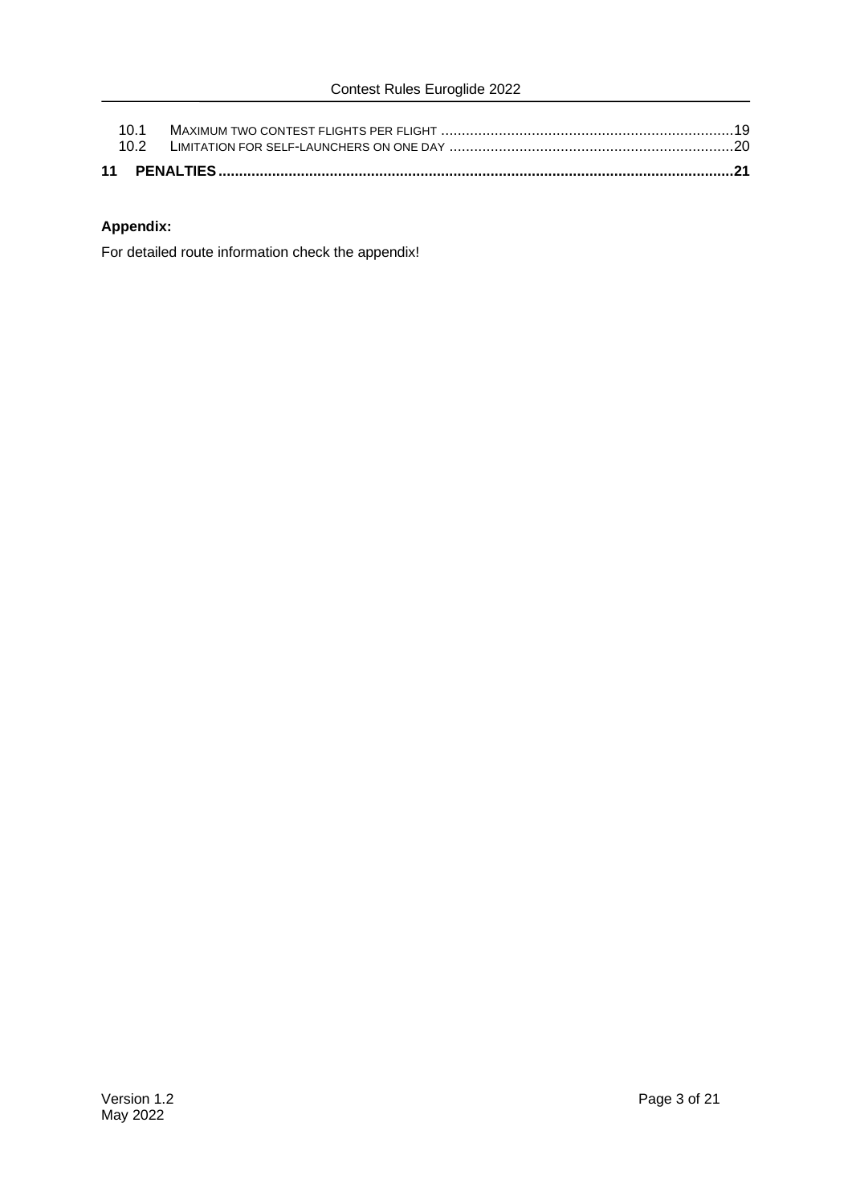10.1 MAXIMUM TWO CONTEST FLIGHTS PER FLIGHT ..........................................................................19
10.2 LIMITATION FOR SELF-LAUNCHERS ON ONE DAY ....................................................................20

**11 PENALTIES..........................................................................................................................21**

**Appendix:**

For detailed route information check the appendix!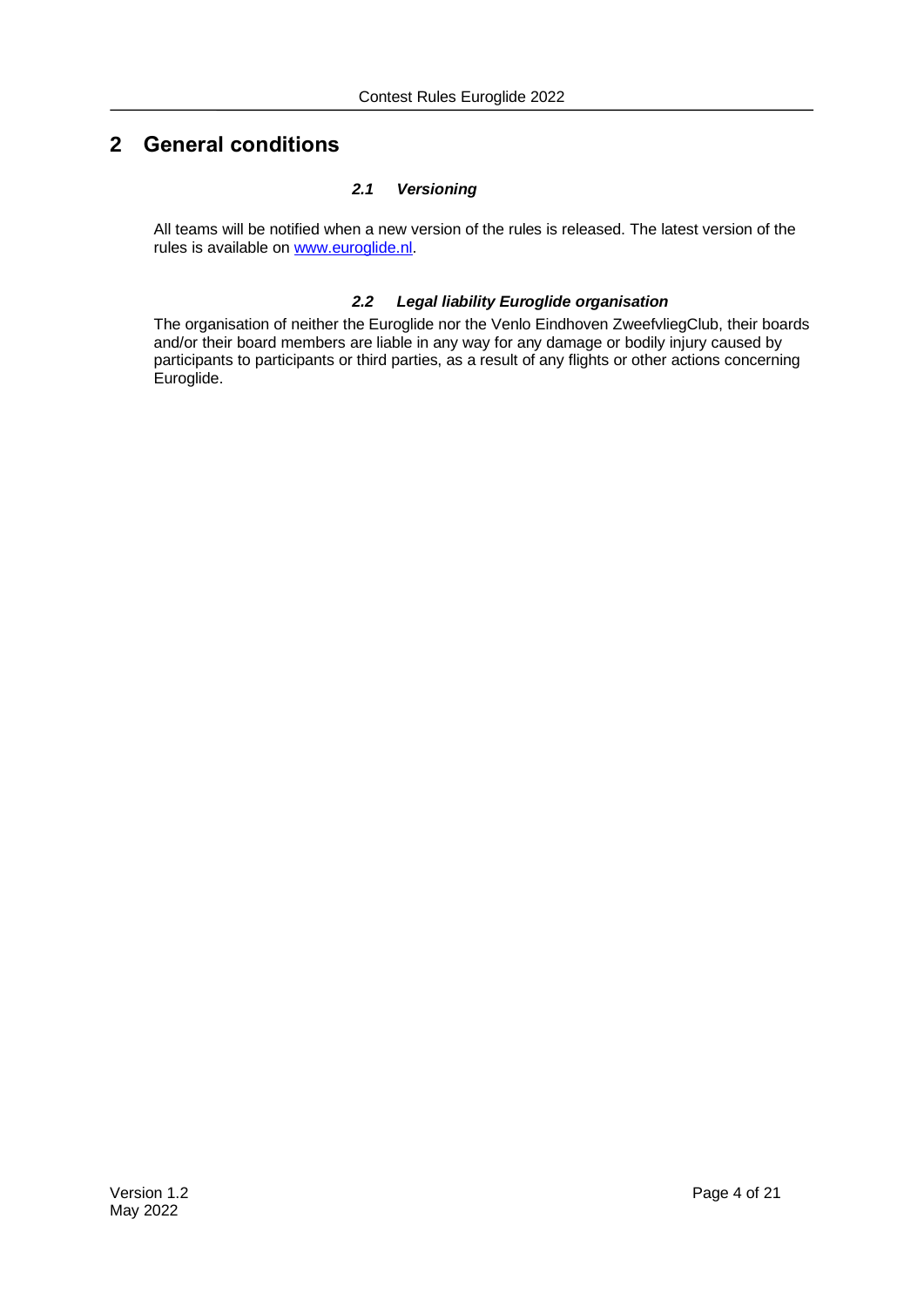# 2 General conditions

### *2.1 Versioning*

All teams will be notified when a new version of the rules is released. The latest version of the rules is available on [www.euroglide.nl](http://www.euroglide.nl).

### *2.2 Legal liability Euroglide organisation*

The organisation of neither the Euroglide nor the Venlo Eindhoven ZweefvliegClub, their boards and/or their board members are liable in any way for any damage or bodily injury caused by participants to participants or third parties, as a result of any flights or other actions concerning Euroglide.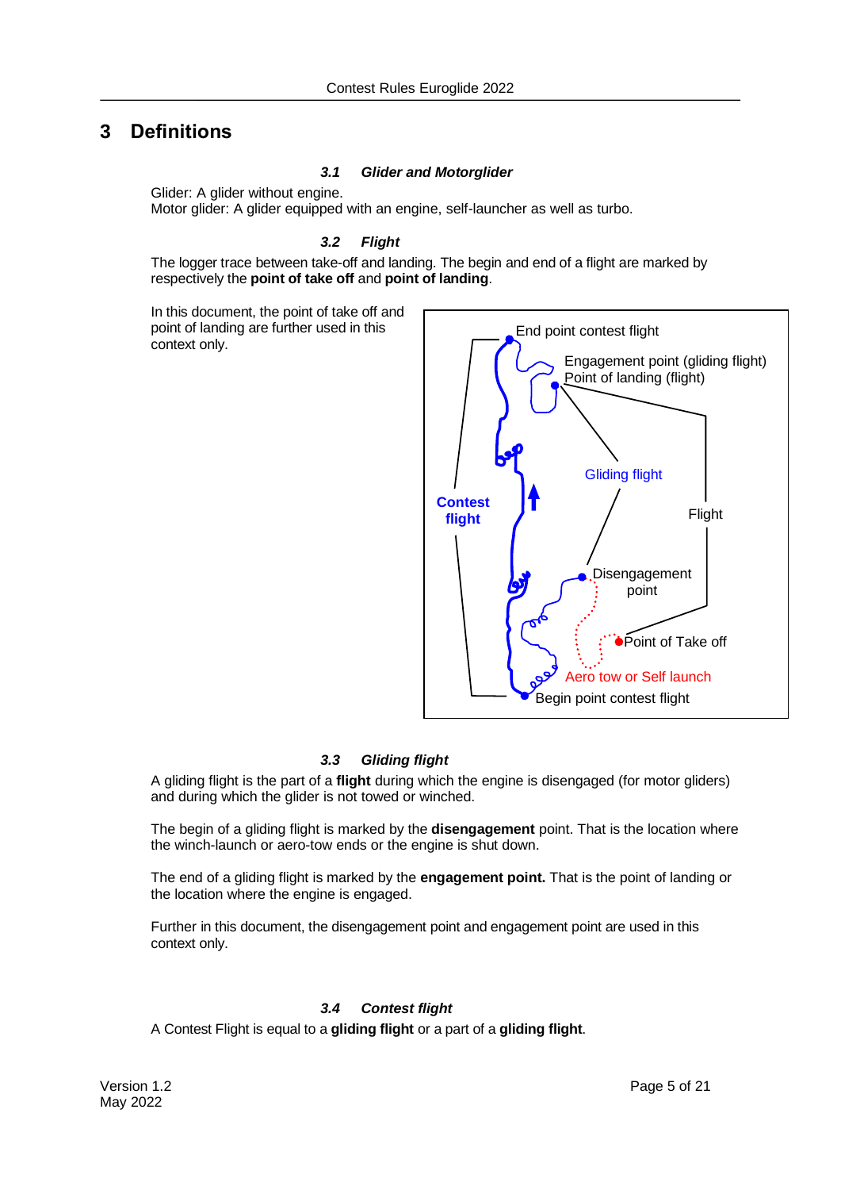# 3 Definitions

### *3.1 Glider and Motorglider*

Glider: A glider without engine.
Motor glider: A glider equipped with an engine, self-launcher as well as turbo.

### *3.2 Flight*

The logger trace between take-off and landing. The begin and end of a flight are marked by respectively the **point of take off** and **point of landing**.

In this document, the point of take off and point of landing are further used in this context only.

### *3.3 Gliding flight*

A gliding flight is the part of a **flight** during which the engine is disengaged (for motor gliders) and during which the glider is not towed or winched.

The begin of a gliding flight is marked by the **disengagement** point. That is the location where the winch-launch or aero-tow ends or the engine is shut down.

The end of a gliding flight is marked by the **engagement point.** That is the point of landing or the location where the engine is engaged.

Further in this document, the disengagement point and engagement point are used in this context only.

### *3.4 Contest flight*

A Contest Flight is equal to a **gliding flight** or a part of a **gliding flight**.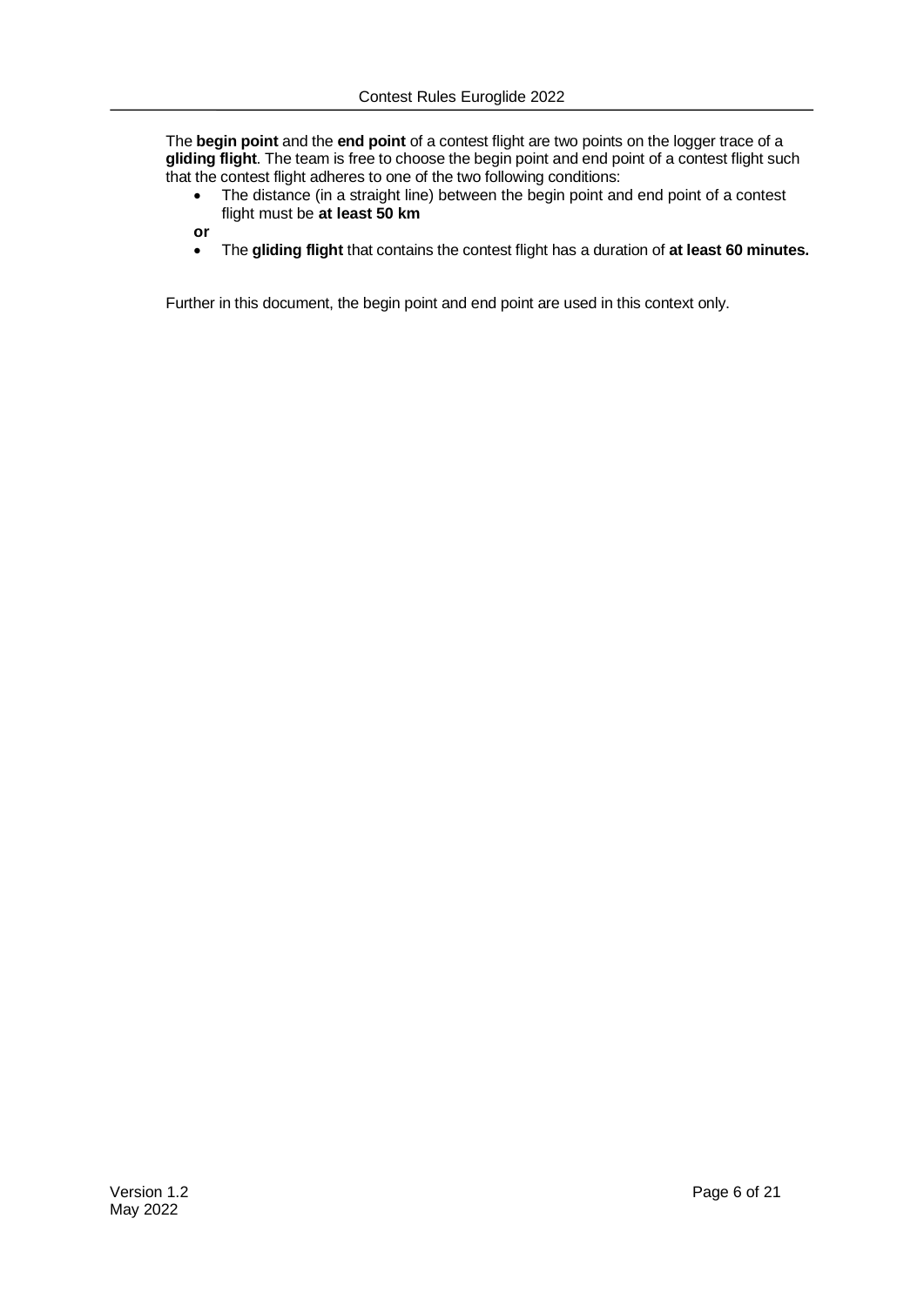The **begin point** and the **end point** of a contest flight are two points on the logger trace of a **gliding flight**. The team is free to choose the begin point and end point of a contest flight such that the contest flight adheres to one of the two following conditions:

- The distance (in a straight line) between the begin point and end point of a contest flight must be **at least 50 km**

**or**

- The **gliding flight** that contains the contest flight has a duration of **at least 60 minutes.**

Further in this document, the begin point and end point are used in this context only.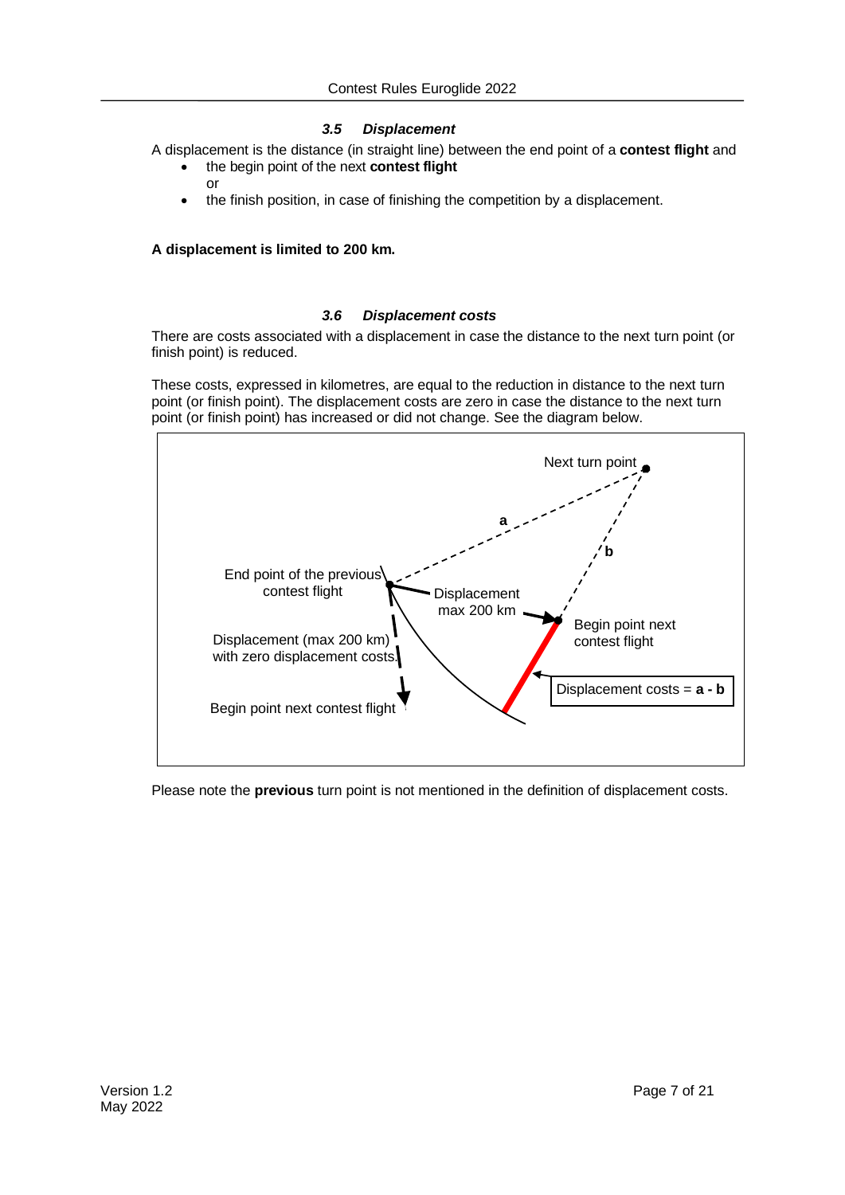### 3.5 *Displacement*

A displacement is the distance (in straight line) between the end point of a **contest flight** and

- the begin point of the next **contest flight**
  
  or
- the finish position, in case of finishing the competition by a displacement.

**A displacement is limited to 200 km.**

### 3.6 *Displacement costs*

There are costs associated with a displacement in case the distance to the next turn point (or finish point) is reduced.

These costs, expressed in kilometres, are equal to the reduction in distance to the next turn point (or finish point). The displacement costs are zero in case the distance to the next turn point (or finish point) has increased or did not change. See the diagram below.

Next turn point

a

b

End point of the previous contest flight

Displacement max 200 km

Begin point next contest flight

Displacement (max 200 km) with zero displacement costs

Begin point next contest flight

Displacement costs = **a - b**

Please note the **previous** turn point is not mentioned in the definition of displacement costs.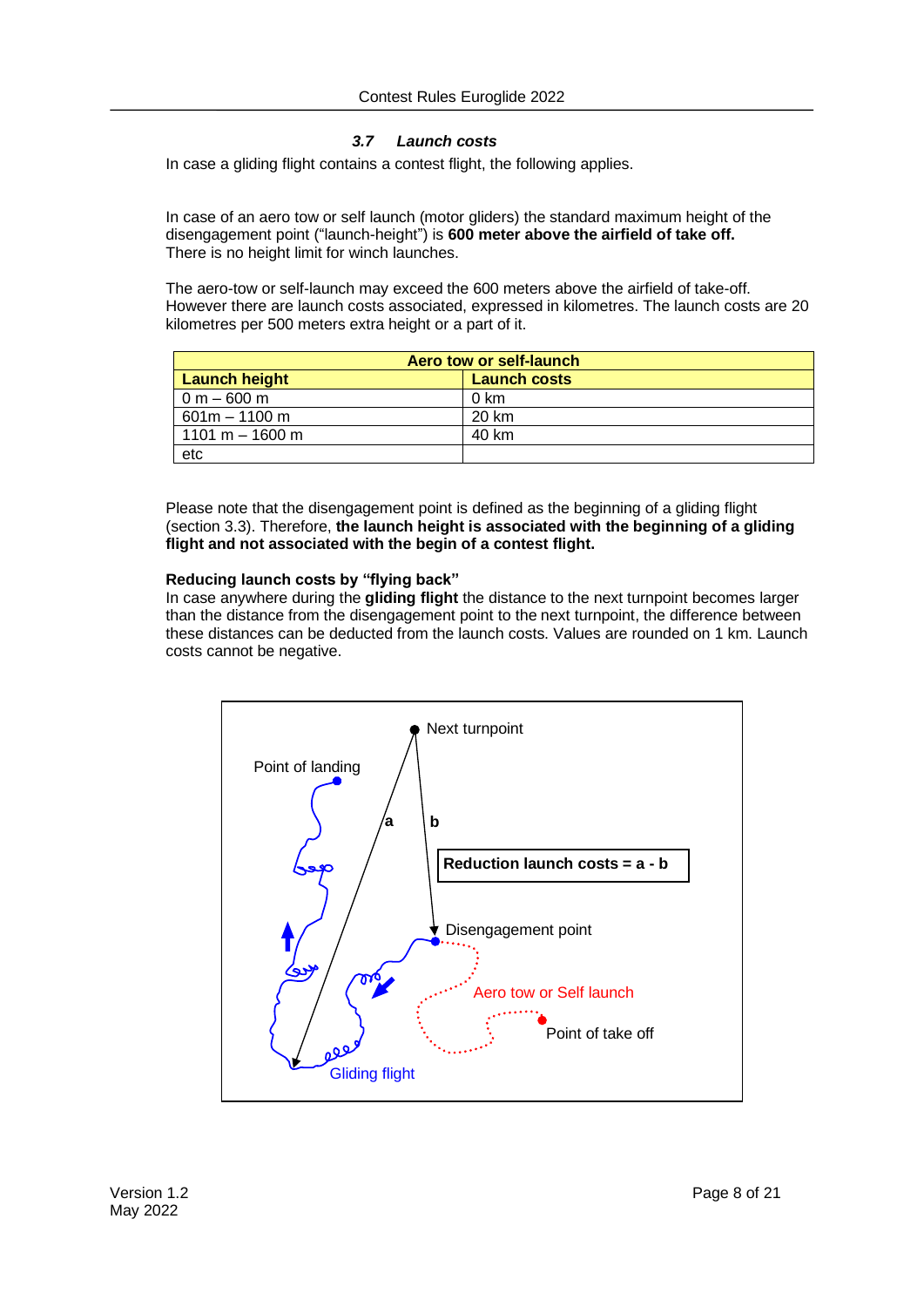### *3.7 Launch costs*

In case a gliding flight contains a contest flight, the following applies.

In case of an aero tow or self launch (motor gliders) the standard maximum height of the disengagement point ("launch-height") is **600 meter above the airfield of take off.** There is no height limit for winch launches.

The aero-tow or self-launch may exceed the 600 meters above the airfield of take-off. However there are launch costs associated, expressed in kilometres. The launch costs are 20 kilometres per 500 meters extra height or a part of it.

| **Aero tow or self-launch** | |
|---|---|
| **Launch height** | **Launch costs** |
| 0 m – 600 m | 0 km |
| 601m – 1100 m | 20 km |
| 1101 m – 1600 m | 40 km |
| etc | |

Please note that the disengagement point is defined as the beginning of a gliding flight (section 3.3). Therefore, **the launch height is associated with the beginning of a gliding flight and not associated with the begin of a contest flight.**

**Reducing launch costs by "flying back"**

In case anywhere during the **gliding flight** the distance to the next turnpoint becomes larger than the distance from the disengagement point to the next turnpoint, the difference between these distances can be deducted from the launch costs. Values are rounded on 1 km. Launch costs cannot be negative.

Next turnpoint

Point of landing

a

b

**Reduction launch costs = a - b**

Disengagement point

Aero tow or Self launch

Point of take off

Gliding flight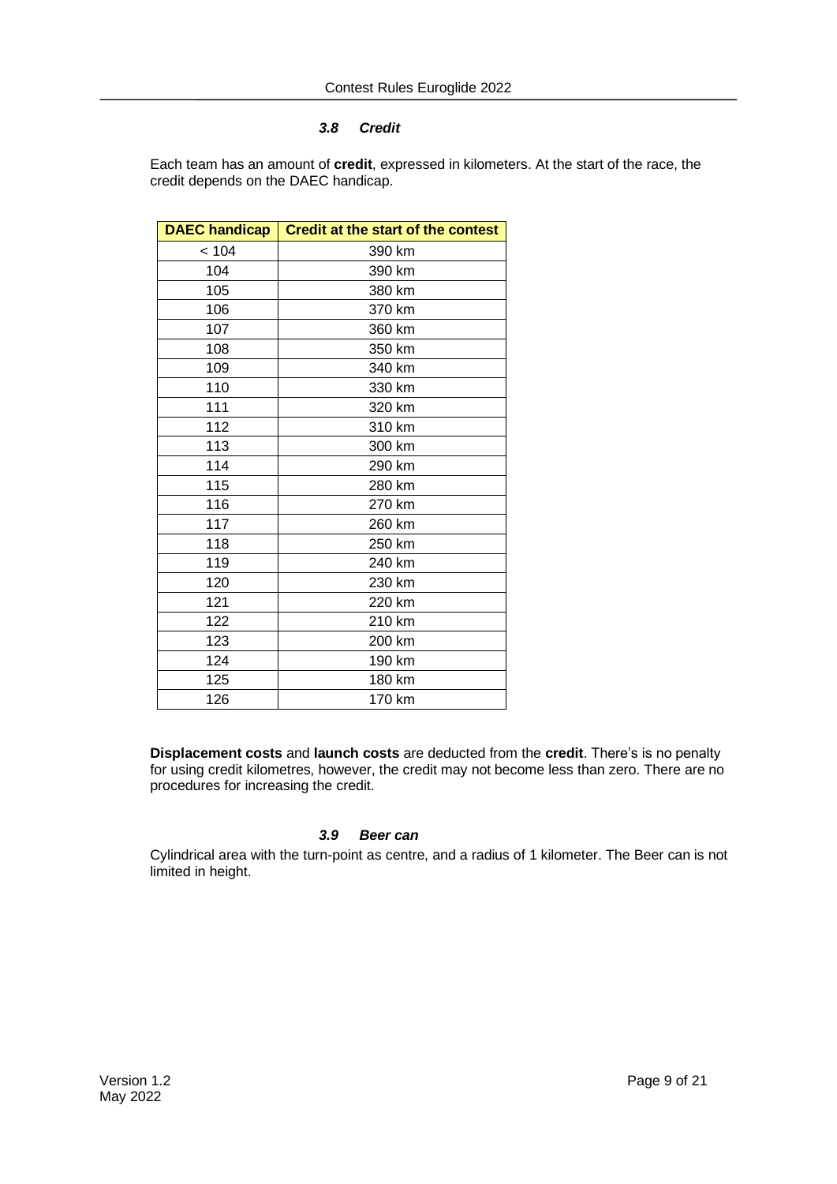### *3.8 Credit*

Each team has an amount of **credit**, expressed in kilometers. At the start of the race, the credit depends on the DAEC handicap.

| DAEC handicap | Credit at the start of the contest |
|---|---|
| < 104 | 390 km |
| 104 | 390 km |
| 105 | 380 km |
| 106 | 370 km |
| 107 | 360 km |
| 108 | 350 km |
| 109 | 340 km |
| 110 | 330 km |
| 111 | 320 km |
| 112 | 310 km |
| 113 | 300 km |
| 114 | 290 km |
| 115 | 280 km |
| 116 | 270 km |
| 117 | 260 km |
| 118 | 250 km |
| 119 | 240 km |
| 120 | 230 km |
| 121 | 220 km |
| 122 | 210 km |
| 123 | 200 km |
| 124 | 190 km |
| 125 | 180 km |
| 126 | 170 km |

**Displacement costs** and **launch costs** are deducted from the **credit**. There's is no penalty for using credit kilometres, however, the credit may not become less than zero. There are no procedures for increasing the credit.

### *3.9 Beer can*

Cylindrical area with the turn-point as centre, and a radius of 1 kilometer. The Beer can is not limited in height.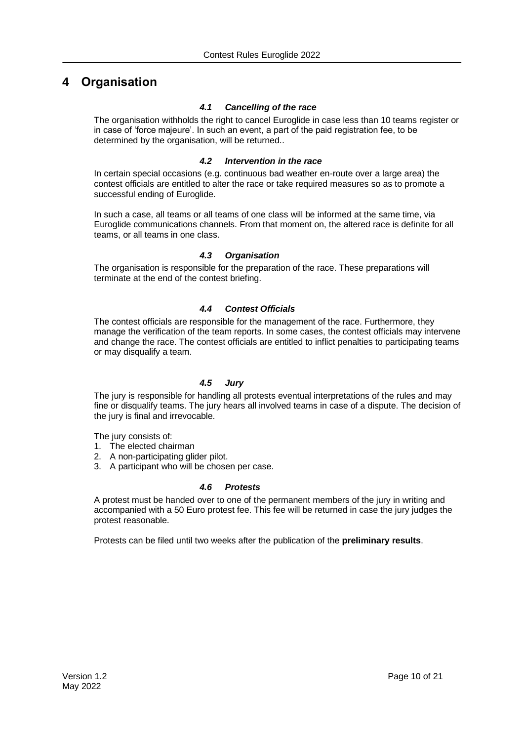# 4 Organisation

### *4.1 Cancelling of the race*

The organisation withholds the right to cancel Euroglide in case less than 10 teams register or in case of 'force majeure'. In such an event, a part of the paid registration fee, to be determined by the organisation, will be returned..

### *4.2 Intervention in the race*

In certain special occasions (e.g. continuous bad weather en-route over a large area) the contest officials are entitled to alter the race or take required measures so as to promote a successful ending of Euroglide.

In such a case, all teams or all teams of one class will be informed at the same time, via Euroglide communications channels. From that moment on, the altered race is definite for all teams, or all teams in one class.

### *4.3 Organisation*

The organisation is responsible for the preparation of the race. These preparations will terminate at the end of the contest briefing.

### *4.4 Contest Officials*

The contest officials are responsible for the management of the race. Furthermore, they manage the verification of the team reports. In some cases, the contest officials may intervene and change the race. The contest officials are entitled to inflict penalties to participating teams or may disqualify a team.

### *4.5 Jury*

The jury is responsible for handling all protests eventual interpretations of the rules and may fine or disqualify teams. The jury hears all involved teams in case of a dispute. The decision of the jury is final and irrevocable.

The jury consists of:

1. The elected chairman
2. A non-participating glider pilot.
3. A participant who will be chosen per case.

### *4.6 Protests*

A protest must be handed over to one of the permanent members of the jury in writing and accompanied with a 50 Euro protest fee. This fee will be returned in case the jury judges the protest reasonable.

Protests can be filed until two weeks after the publication of the **preliminary results**.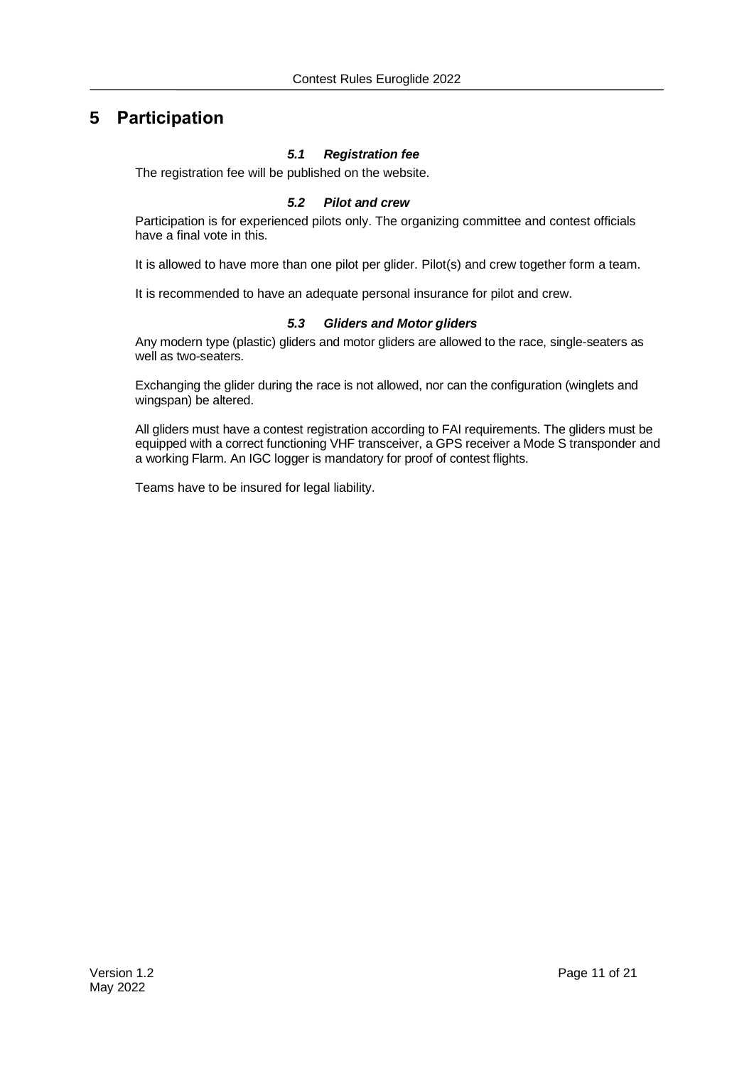# 5 Participation

### *5.1 Registration fee*

The registration fee will be published on the website.

### *5.2 Pilot and crew*

Participation is for experienced pilots only. The organizing committee and contest officials have a final vote in this.

It is allowed to have more than one pilot per glider. Pilot(s) and crew together form a team.

It is recommended to have an adequate personal insurance for pilot and crew.

### *5.3 Gliders and Motor gliders*

Any modern type (plastic) gliders and motor gliders are allowed to the race, single-seaters as well as two-seaters.

Exchanging the glider during the race is not allowed, nor can the configuration (winglets and wingspan) be altered.

All gliders must have a contest registration according to FAI requirements. The gliders must be equipped with a correct functioning VHF transceiver, a GPS receiver a Mode S transponder and a working Flarm. An IGC logger is mandatory for proof of contest flights.

Teams have to be insured for legal liability.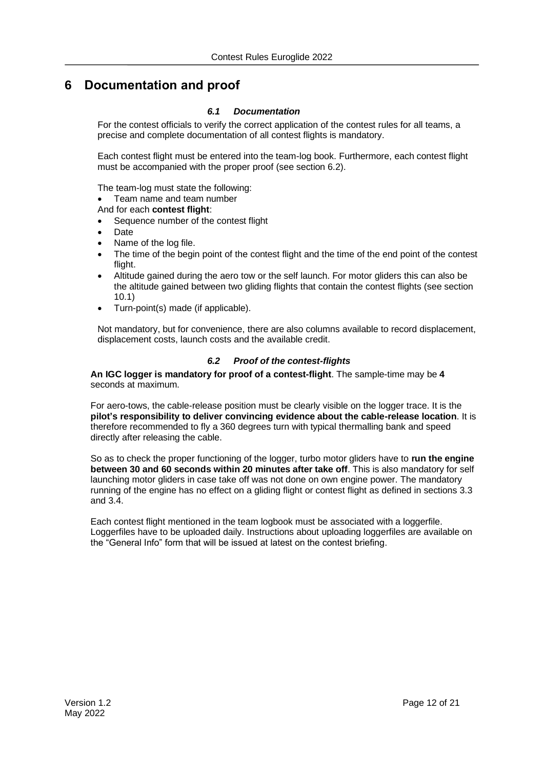# 6 Documentation and proof

### *6.1 Documentation*

For the contest officials to verify the correct application of the contest rules for all teams, a precise and complete documentation of all contest flights is mandatory.

Each contest flight must be entered into the team-log book. Furthermore, each contest flight must be accompanied with the proper proof (see section 6.2).

The team-log must state the following:

- Team name and team number

And for each **contest flight**:

- Sequence number of the contest flight
- Date
- Name of the log file.
- The time of the begin point of the contest flight and the time of the end point of the contest flight.
- Altitude gained during the aero tow or the self launch. For motor gliders this can also be the altitude gained between two gliding flights that contain the contest flights (see section 10.1)
- Turn-point(s) made (if applicable).

Not mandatory, but for convenience, there are also columns available to record displacement, displacement costs, launch costs and the available credit.

### *6.2 Proof of the contest-flights*

**An IGC logger is mandatory for proof of a contest-flight**. The sample-time may be **4** seconds at maximum.

For aero-tows, the cable-release position must be clearly visible on the logger trace. It is the **pilot's responsibility to deliver convincing evidence about the cable-release location**. It is therefore recommended to fly a 360 degrees turn with typical thermalling bank and speed directly after releasing the cable.

So as to check the proper functioning of the logger, turbo motor gliders have to **run the engine between 30 and 60 seconds within 20 minutes after take off**. This is also mandatory for self launching motor gliders in case take off was not done on own engine power. The mandatory running of the engine has no effect on a gliding flight or contest flight as defined in sections 3.3 and 3.4.

Each contest flight mentioned in the team logbook must be associated with a loggerfile. Loggerfiles have to be uploaded daily. Instructions about uploading loggerfiles are available on the "General Info" form that will be issued at latest on the contest briefing.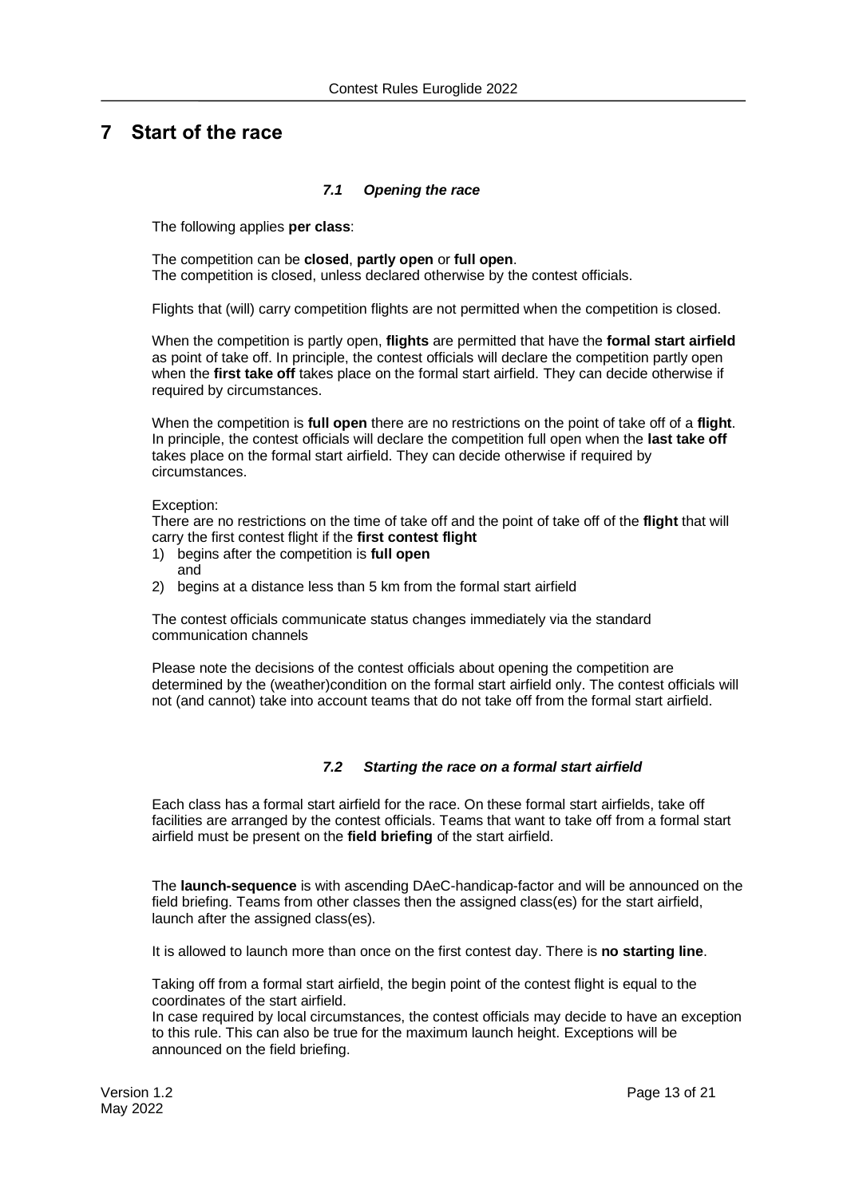# 7 Start of the race

### *7.1 Opening the race*

The following applies **per class**:

The competition can be **closed**, **partly open** or **full open**.
The competition is closed, unless declared otherwise by the contest officials.

Flights that (will) carry competition flights are not permitted when the competition is closed.

When the competition is partly open, **flights** are permitted that have the **formal start airfield** as point of take off. In principle, the contest officials will declare the competition partly open when the **first take off** takes place on the formal start airfield. They can decide otherwise if required by circumstances.

When the competition is **full open** there are no restrictions on the point of take off of a **flight**. In principle, the contest officials will declare the competition full open when the **last take off** takes place on the formal start airfield. They can decide otherwise if required by circumstances.

Exception:
There are no restrictions on the time of take off and the point of take off of the **flight** that will carry the first contest flight if the **first contest flight**

1) begins after the competition is **full open**
   and
2) begins at a distance less than 5 km from the formal start airfield

The contest officials communicate status changes immediately via the standard communication channels

Please note the decisions of the contest officials about opening the competition are determined by the (weather)condition on the formal start airfield only. The contest officials will not (and cannot) take into account teams that do not take off from the formal start airfield.

### *7.2 Starting the race on a formal start airfield*

Each class has a formal start airfield for the race. On these formal start airfields, take off facilities are arranged by the contest officials. Teams that want to take off from a formal start airfield must be present on the **field briefing** of the start airfield.

The **launch-sequence** is with ascending DAeC-handicap-factor and will be announced on the field briefing. Teams from other classes then the assigned class(es) for the start airfield, launch after the assigned class(es).

It is allowed to launch more than once on the first contest day. There is **no starting line**.

Taking off from a formal start airfield, the begin point of the contest flight is equal to the coordinates of the start airfield.
In case required by local circumstances, the contest officials may decide to have an exception to this rule. This can also be true for the maximum launch height. Exceptions will be announced on the field briefing.

Version 1.2
May 2022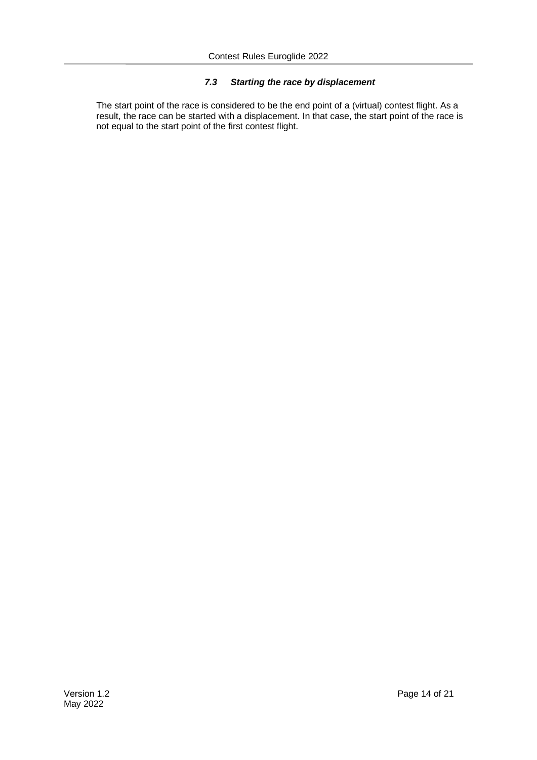### *7.3 Starting the race by displacement*

The start point of the race is considered to be the end point of a (virtual) contest flight. As a result, the race can be started with a displacement. In that case, the start point of the race is not equal to the start point of the first contest flight.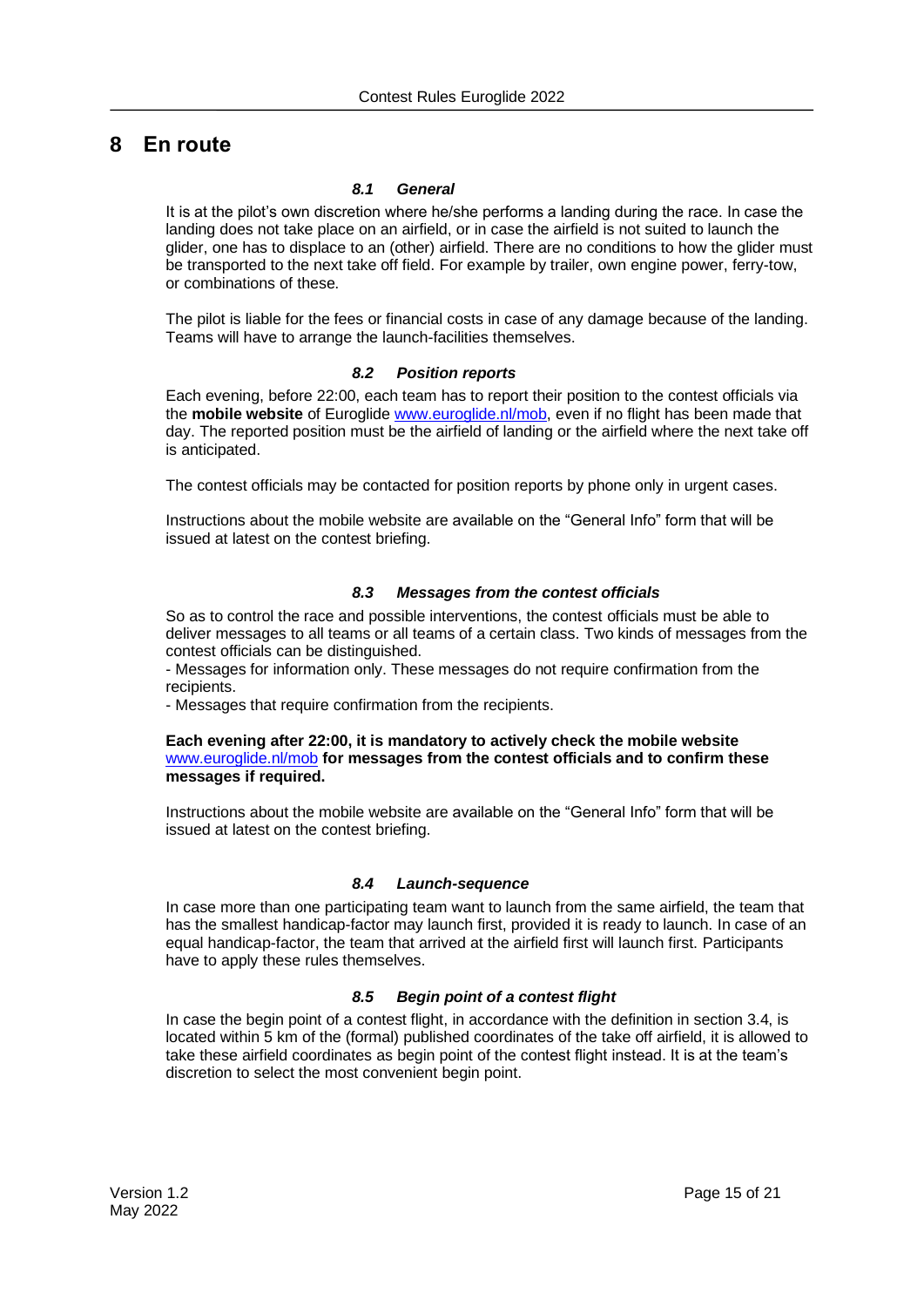# 8 En route

### *8.1 General*

It is at the pilot's own discretion where he/she performs a landing during the race. In case the landing does not take place on an airfield, or in case the airfield is not suited to launch the glider, one has to displace to an (other) airfield. There are no conditions to how the glider must be transported to the next take off field. For example by trailer, own engine power, ferry-tow, or combinations of these.

The pilot is liable for the fees or financial costs in case of any damage because of the landing. Teams will have to arrange the launch-facilities themselves.

### *8.2 Position reports*

Each evening, before 22:00, each team has to report their position to the contest officials via the **mobile website** of Euroglide www.euroglide.nl/mob, even if no flight has been made that day. The reported position must be the airfield of landing or the airfield where the next take off is anticipated.

The contest officials may be contacted for position reports by phone only in urgent cases.

Instructions about the mobile website are available on the "General Info" form that will be issued at latest on the contest briefing.

### *8.3 Messages from the contest officials*

So as to control the race and possible interventions, the contest officials must be able to deliver messages to all teams or all teams of a certain class. Two kinds of messages from the contest officials can be distinguished.

- Messages for information only. These messages do not require confirmation from the recipients.
- Messages that require confirmation from the recipients.

**Each evening after 22:00, it is mandatory to actively check the mobile website www.euroglide.nl/mob for messages from the contest officials and to confirm these messages if required.**

Instructions about the mobile website are available on the "General Info" form that will be issued at latest on the contest briefing.

### *8.4 Launch-sequence*

In case more than one participating team want to launch from the same airfield, the team that has the smallest handicap-factor may launch first, provided it is ready to launch. In case of an equal handicap-factor, the team that arrived at the airfield first will launch first. Participants have to apply these rules themselves.

### *8.5 Begin point of a contest flight*

In case the begin point of a contest flight, in accordance with the definition in section 3.4, is located within 5 km of the (formal) published coordinates of the take off airfield, it is allowed to take these airfield coordinates as begin point of the contest flight instead. It is at the team's discretion to select the most convenient begin point.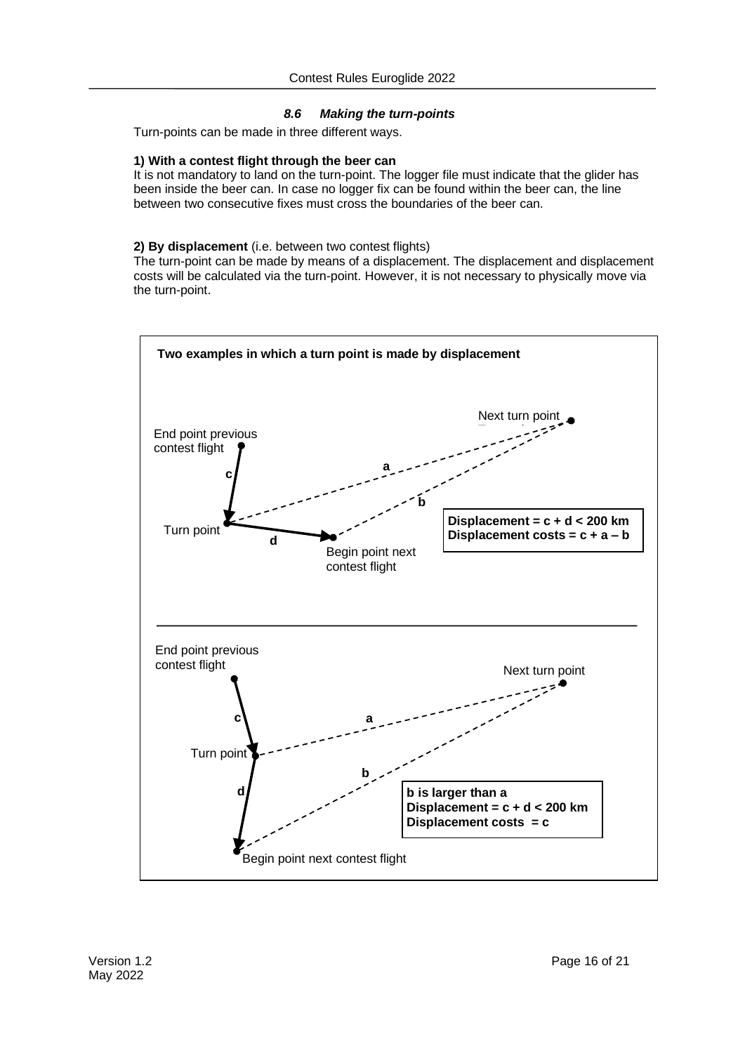### *8.6 Making the turn-points*

Turn-points can be made in three different ways.

**1) With a contest flight through the beer can**

It is not mandatory to land on the turn-point. The logger file must indicate that the glider has been inside the beer can. In case no logger fix can be found within the beer can, the line between two consecutive fixes must cross the boundaries of the beer can.

**2) By displacement** (i.e. between two contest flights)

The turn-point can be made by means of a displacement. The displacement and displacement costs will be calculated via the turn-point. However, it is not necessary to physically move via the turn-point.

**Two examples in which a turn point is made by displacement**

Next turn point

End point previous contest flight

a

c

b

Turn point

d

Begin point next contest flight

**Displacement = c + d < 200 km**
**Displacement costs = c + a – b**

End point previous contest flight

Next turn point

c

a

Turn point

b

d

Begin point next contest flight

**b is larger than a**
**Displacement = c + d < 200 km**
**Displacement costs = c**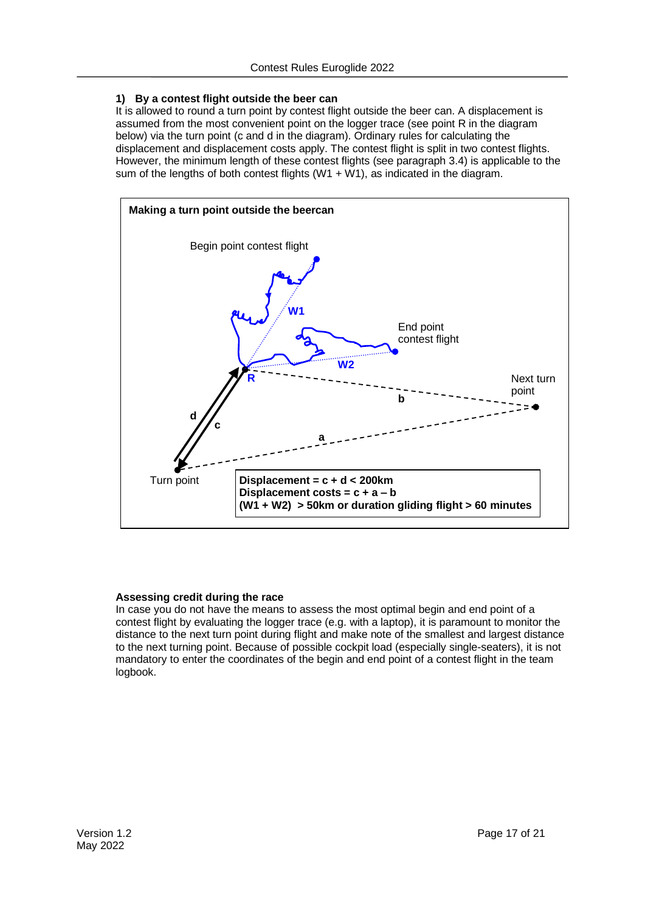### 1) By a contest flight outside the beer can

It is allowed to round a turn point by contest flight outside the beer can. A displacement is assumed from the most convenient point on the logger trace (see point R in the diagram below) via the turn point (c and d in the diagram). Ordinary rules for calculating the displacement and displacement costs apply. The contest flight is split in two contest flights. However, the minimum length of these contest flights (see paragraph 3.4) is applicable to the sum of the lengths of both contest flights (W1 + W1), as indicated in the diagram.

**Making a turn point outside the beercan**

Begin point contest flight

W1

End point contest flight

W2

R

Next turn point

b

d

c

a

Turn point

**Displacement = c + d < 200km**
**Displacement costs = c + a – b**
**(W1 + W2) > 50km or duration gliding flight > 60 minutes**

#### Assessing credit during the race

In case you do not have the means to assess the most optimal begin and end point of a contest flight by evaluating the logger trace (e.g. with a laptop), it is paramount to monitor the distance to the next turn point during flight and make note of the smallest and largest distance to the next turning point. Because of possible cockpit load (especially single-seaters), it is not mandatory to enter the coordinates of the begin and end point of a contest flight in the team logbook.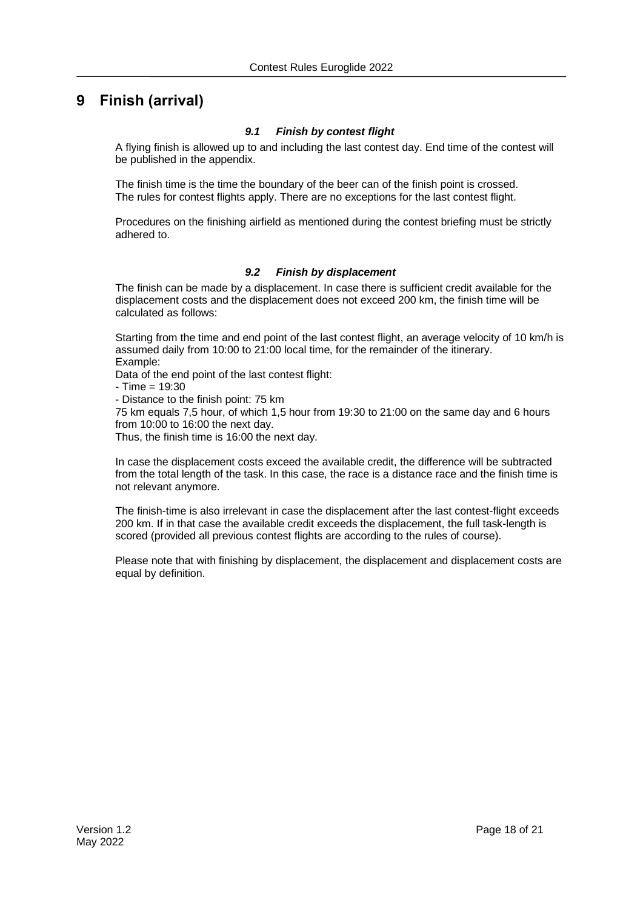# 9 Finish (arrival)

### *9.1 Finish by contest flight*

A flying finish is allowed up to and including the last contest day. End time of the contest will be published in the appendix.

The finish time is the time the boundary of the beer can of the finish point is crossed.
The rules for contest flights apply. There are no exceptions for the last contest flight.

Procedures on the finishing airfield as mentioned during the contest briefing must be strictly adhered to.

### *9.2 Finish by displacement*

The finish can be made by a displacement. In case there is sufficient credit available for the displacement costs and the displacement does not exceed 200 km, the finish time will be calculated as follows:

Starting from the time and end point of the last contest flight, an average velocity of 10 km/h is assumed daily from 10:00 to 21:00 local time, for the remainder of the itinerary.
Example:
Data of the end point of the last contest flight:
- Time = 19:30
- Distance to the finish point: 75 km

75 km equals 7,5 hour, of which 1,5 hour from 19:30 to 21:00 on the same day and 6 hours from 10:00 to 16:00 the next day.
Thus, the finish time is 16:00 the next day.

In case the displacement costs exceed the available credit, the difference will be subtracted from the total length of the task. In this case, the race is a distance race and the finish time is not relevant anymore.

The finish-time is also irrelevant in case the displacement after the last contest-flight exceeds 200 km. If in that case the available credit exceeds the displacement, the full task-length is scored (provided all previous contest flights are according to the rules of course).

Please note that with finishing by displacement, the displacement and displacement costs are equal by definition.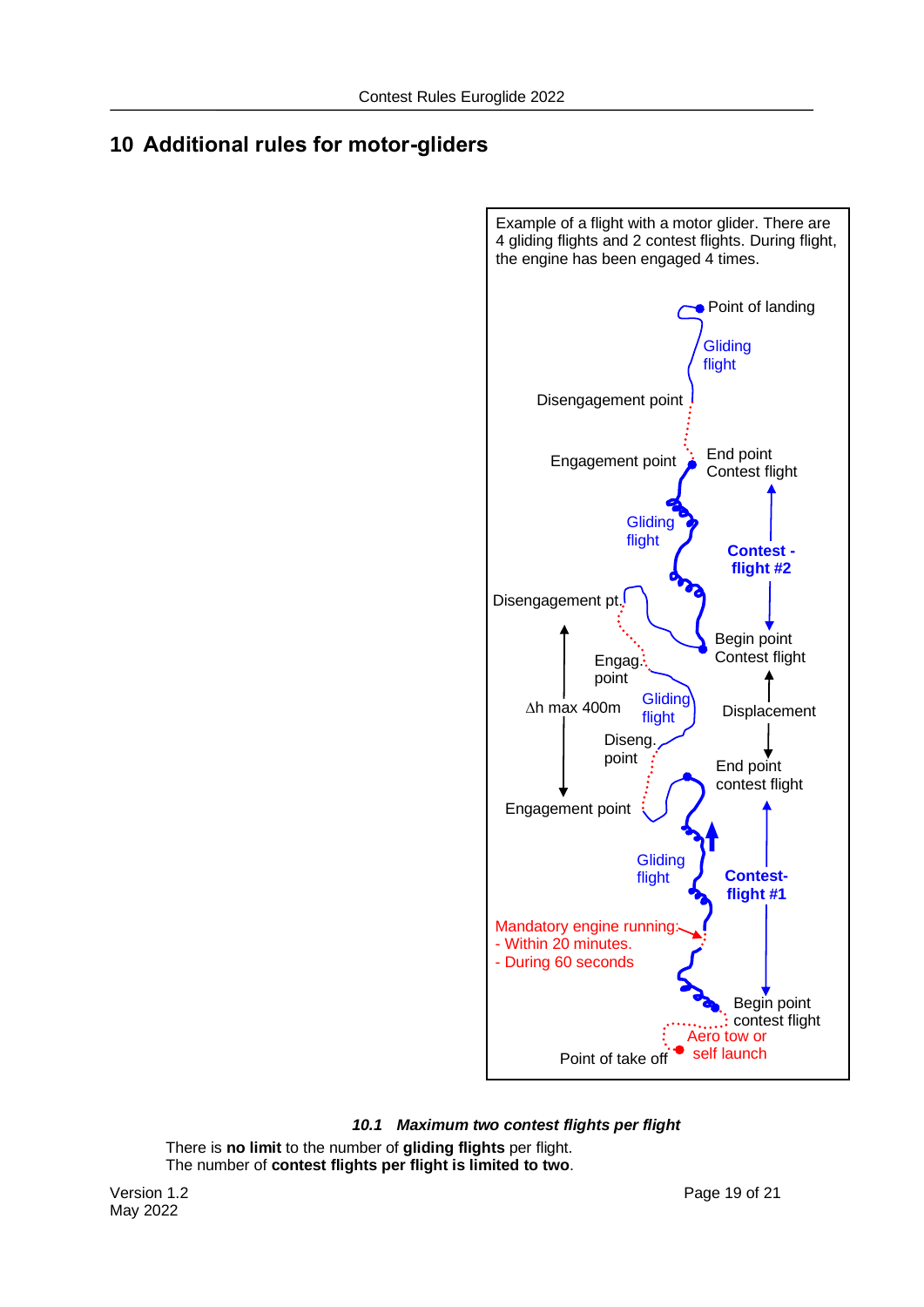# 10 Additional rules for motor-gliders

Example of a flight with a motor glider. There are 4 gliding flights and 2 contest flights. During flight, the engine has been engaged 4 times.

Point of landing

Gliding flight

Disengagement point

Engagement point

End point Contest flight

Gliding flight

**Contest - flight #2**

Disengagement pt.

Begin point Contest flight

Engag. point

Gliding flight

Δh max 400m

Displacement

Diseng. point

End point contest flight

Engagement point

Gliding flight

**Contest- flight #1**

Mandatory engine running:
- Within 20 minutes.
- During 60 seconds

Begin point contest flight

Aero tow or self launch

Point of take off

### *10.1 Maximum two contest flights per flight*

There is **no limit** to the number of **gliding flights** per flight.
The number of **contest flights per flight is limited to two**.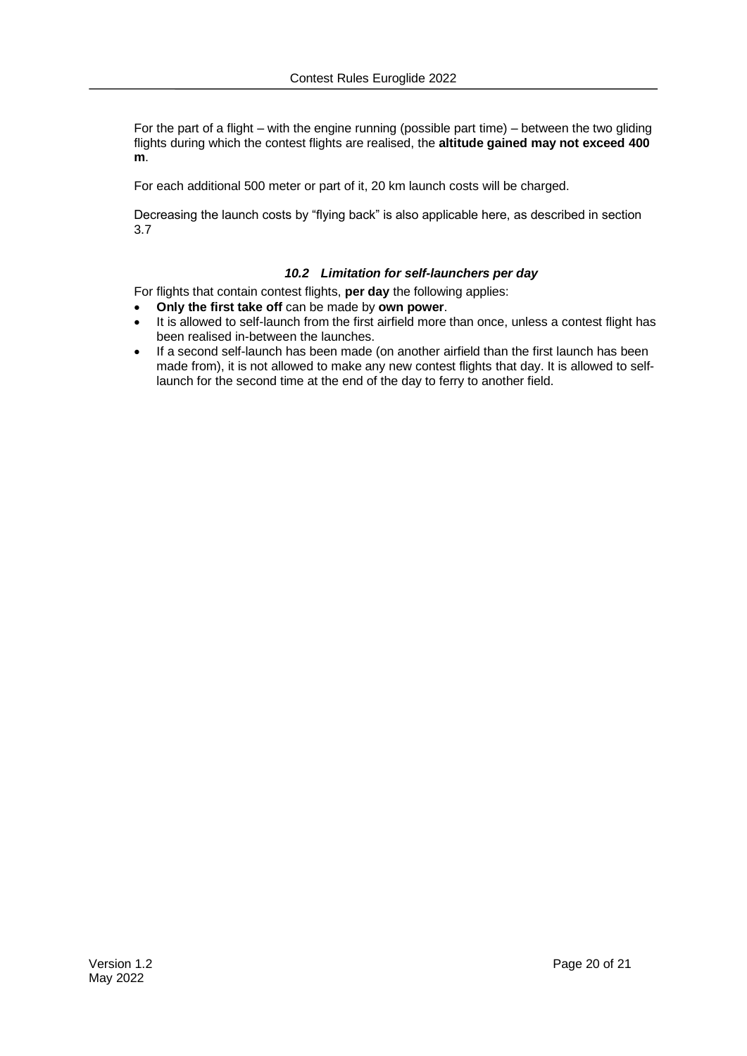For the part of a flight – with the engine running (possible part time) – between the two gliding flights during which the contest flights are realised, the **altitude gained may not exceed 400 m**.

For each additional 500 meter or part of it, 20 km launch costs will be charged.

Decreasing the launch costs by "flying back" is also applicable here, as described in section 3.7

### *10.2 Limitation for self-launchers per day*

For flights that contain contest flights, **per day** the following applies:

- **Only the first take off** can be made by **own power**.
- It is allowed to self-launch from the first airfield more than once, unless a contest flight has been realised in-between the launches.
- If a second self-launch has been made (on another airfield than the first launch has been made from), it is not allowed to make any new contest flights that day. It is allowed to self-launch for the second time at the end of the day to ferry to another field.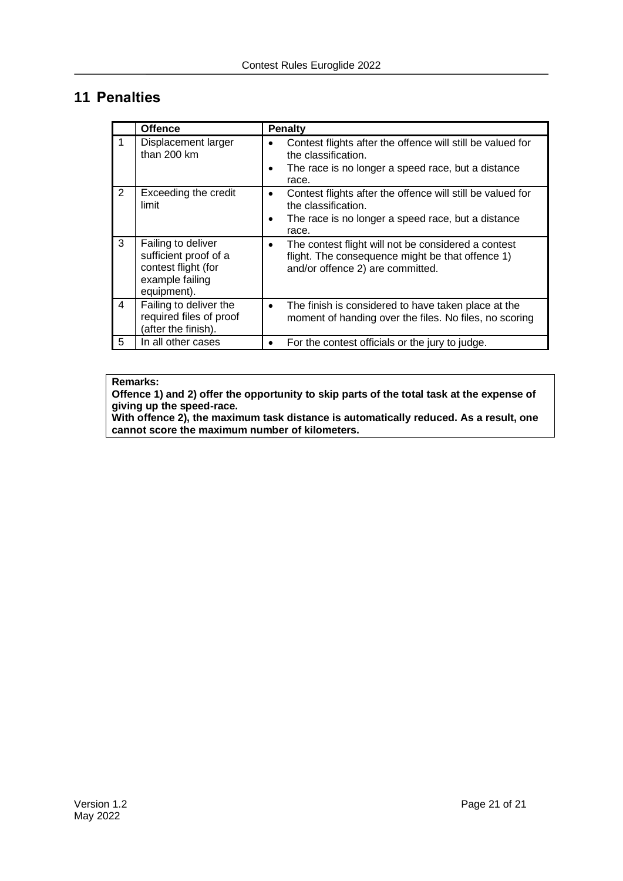# 11 Penalties

| | Offence | Penalty |
|---|---|---|
| 1 | Displacement larger than 200 km | • Contest flights after the offence will still be valued for the classification.<br>• The race is no longer a speed race, but a distance race. |
| 2 | Exceeding the credit limit | • Contest flights after the offence will still be valued for the classification.<br>• The race is no longer a speed race, but a distance race. |
| 3 | Failing to deliver sufficient proof of a contest flight (for example failing equipment). | • The contest flight will not be considered a contest flight. The consequence might be that offence 1) and/or offence 2) are committed. |
| 4 | Failing to deliver the required files of proof (after the finish). | • The finish is considered to have taken place at the moment of handing over the files. No files, no scoring |
| 5 | In all other cases | • For the contest officials or the jury to judge. |

**Remarks:**
**Offence 1) and 2) offer the opportunity to skip parts of the total task at the expense of giving up the speed-race.**
**With offence 2), the maximum task distance is automatically reduced. As a result, one cannot score the maximum number of kilometers.**